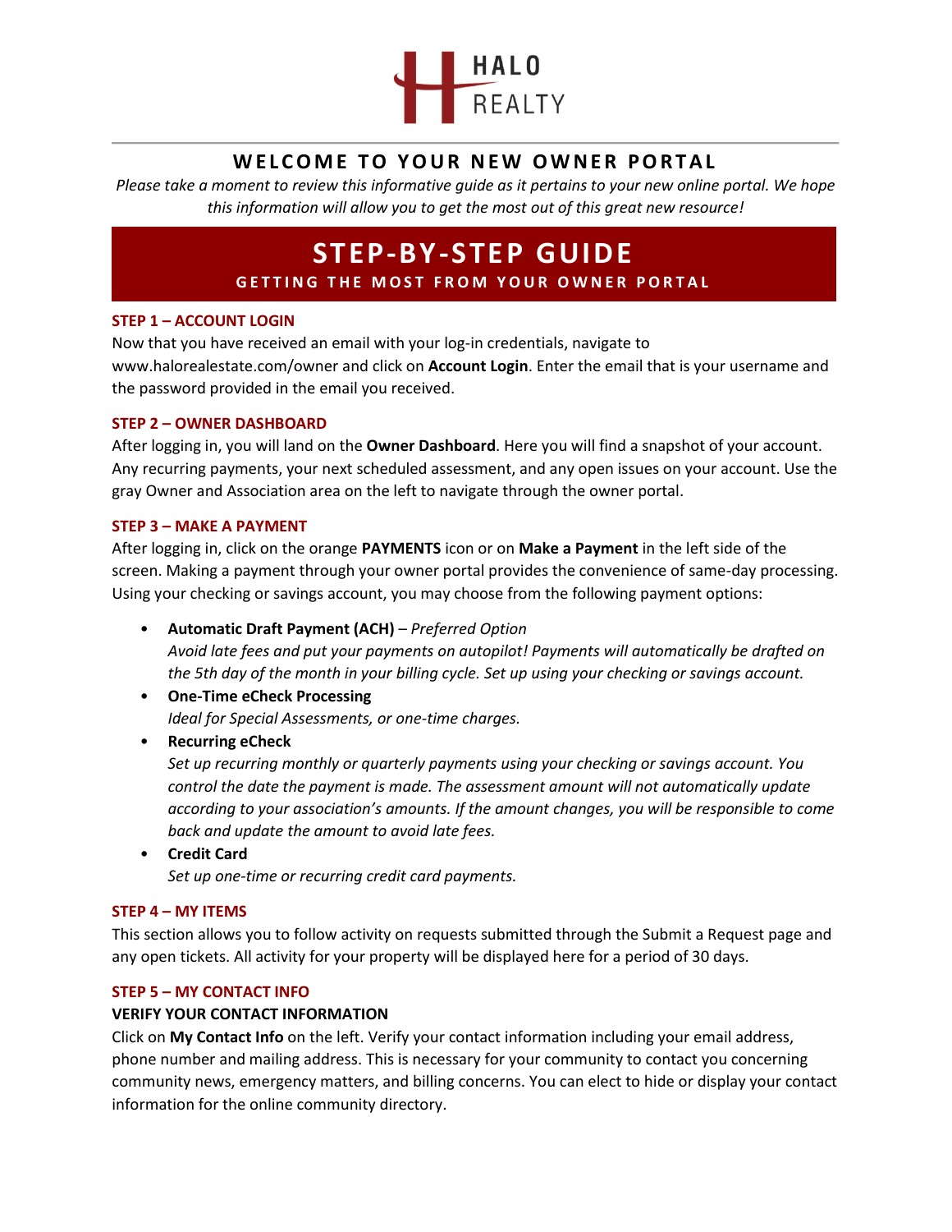HALO REALTY

# WELCOME TO YOUR NEW OWNER PORTAL

*Please take a moment to review this informative guide as it pertains to your new online portal. We hope this information will allow you to get the most out of this great new resource!*

## STEP-BY-STEP GUIDE

**GETTING THE MOST FROM YOUR OWNER PORTAL**

### STEP 1 – ACCOUNT LOGIN

Now that you have received an email with your log-in credentials, navigate to www.halorealestate.com/owner and click on **Account Login**. Enter the email that is your username and the password provided in the email you received.

### STEP 2 – OWNER DASHBOARD

After logging in, you will land on the **Owner Dashboard**. Here you will find a snapshot of your account. Any recurring payments, your next scheduled assessment, and any open issues on your account. Use the gray Owner and Association area on the left to navigate through the owner portal.

### STEP 3 – MAKE A PAYMENT

After logging in, click on the orange **PAYMENTS** icon or on **Make a Payment** in the left side of the screen. Making a payment through your owner portal provides the convenience of same-day processing. Using your checking or savings account, you may choose from the following payment options:

- **Automatic Draft Payment (ACH)** – *Preferred Option*
  *Avoid late fees and put your payments on autopilot! Payments will automatically be drafted on the 5th day of the month in your billing cycle. Set up using your checking or savings account.*
- **One-Time eCheck Processing**
  *Ideal for Special Assessments, or one-time charges.*
- **Recurring eCheck**
  *Set up recurring monthly or quarterly payments using your checking or savings account. You control the date the payment is made. The assessment amount will not automatically update according to your association's amounts. If the amount changes, you will be responsible to come back and update the amount to avoid late fees.*
- **Credit Card**
  *Set up one-time or recurring credit card payments.*

### STEP 4 – MY ITEMS

This section allows you to follow activity on requests submitted through the Submit a Request page and any open tickets. All activity for your property will be displayed here for a period of 30 days.

### STEP 5 – MY CONTACT INFO

**VERIFY YOUR CONTACT INFORMATION**

Click on **My Contact Info** on the left. Verify your contact information including your email address, phone number and mailing address. This is necessary for your community to contact you concerning community news, emergency matters, and billing concerns. You can elect to hide or display your contact information for the online community directory.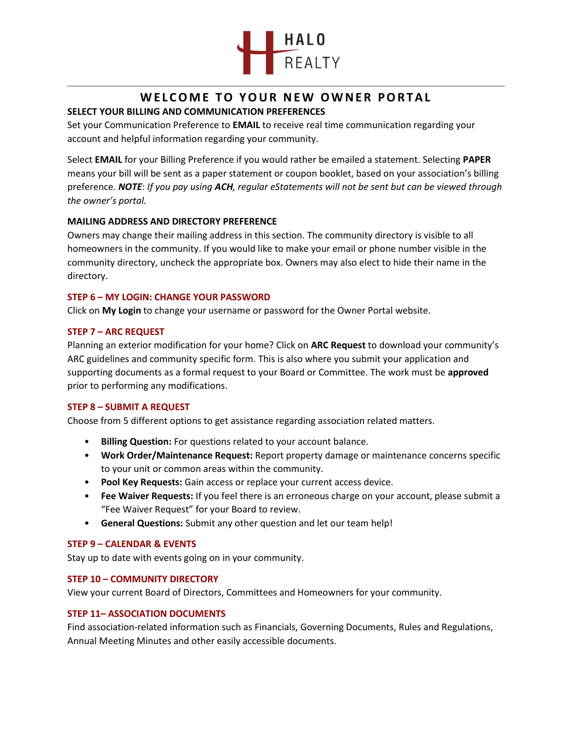HALO REALTY

# WELCOME TO YOUR NEW OWNER PORTAL

**SELECT YOUR BILLING AND COMMUNICATION PREFERENCES**

Set your Communication Preference to **EMAIL** to receive real time communication regarding your account and helpful information regarding your community.

Select **EMAIL** for your Billing Preference if you would rather be emailed a statement. Selecting **PAPER** means your bill will be sent as a paper statement or coupon booklet, based on your association's billing preference. ***NOTE***: *If you pay using **ACH**, regular eStatements will not be sent but can be viewed through the owner's portal.*

**MAILING ADDRESS AND DIRECTORY PREFERENCE**

Owners may change their mailing address in this section. The community directory is visible to all homeowners in the community. If you would like to make your email or phone number visible in the community directory, uncheck the appropriate box. Owners may also elect to hide their name in the directory.

### STEP 6 – MY LOGIN: CHANGE YOUR PASSWORD

Click on **My Login** to change your username or password for the Owner Portal website.

### STEP 7 – ARC REQUEST

Planning an exterior modification for your home? Click on **ARC Request** to download your community's ARC guidelines and community specific form. This is also where you submit your application and supporting documents as a formal request to your Board or Committee. The work must be **approved** prior to performing any modifications.

### STEP 8 – SUBMIT A REQUEST

Choose from 5 different options to get assistance regarding association related matters.

- **Billing Question:** For questions related to your account balance.
- **Work Order/Maintenance Request:** Report property damage or maintenance concerns specific to your unit or common areas within the community.
- **Pool Key Requests:** Gain access or replace your current access device.
- **Fee Waiver Requests:** If you feel there is an erroneous charge on your account, please submit a "Fee Waiver Request" for your Board to review.
- **General Questions:** Submit any other question and let our team help!

### STEP 9 – CALENDAR & EVENTS

Stay up to date with events going on in your community.

### STEP 10 – COMMUNITY DIRECTORY

View your current Board of Directors, Committees and Homeowners for your community.

### STEP 11– ASSOCIATION DOCUMENTS

Find association-related information such as Financials, Governing Documents, Rules and Regulations, Annual Meeting Minutes and other easily accessible documents.